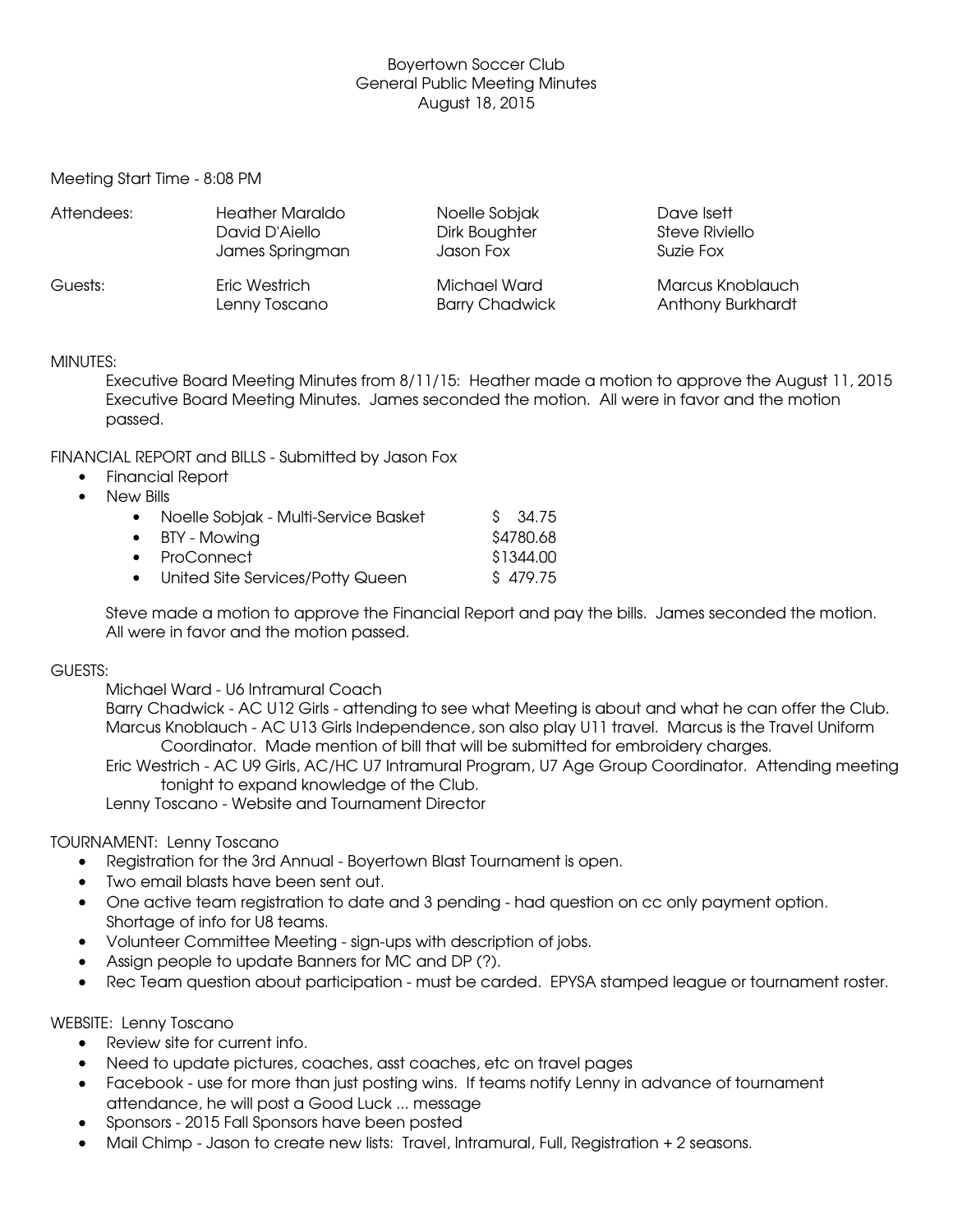# Boyertown Soccer Club
## General Public Meeting Minutes
### August 18, 2015

Meeting Start Time - 8:08 PM

| | | | |
|---|---|---|---|
| Attendees: | Heather Maraldo | Noelle Sobjak | Dave Isett |
| | David D'Aiello | Dirk Boughter | Steve Riviello |
| | James Springman | Jason Fox | Suzie Fox |
| Guests: | Eric Westrich | Michael Ward | Marcus Knoblauch |
| | Lenny Toscano | Barry Chadwick | Anthony Burkhardt |

MINUTES:

Executive Board Meeting Minutes from 8/11/15: Heather made a motion to approve the August 11, 2015 Executive Board Meeting Minutes. James seconded the motion. All were in favor and the motion passed.

FINANCIAL REPORT and BILLS - Submitted by Jason Fox

- Financial Report
- New Bills
  - Noelle Sobjak - Multi-Service Basket $ 34.75
  - BTY - Mowing $4780.68
  - ProConnect $1344.00
  - United Site Services/Potty Queen $ 479.75

Steve made a motion to approve the Financial Report and pay the bills. James seconded the motion. All were in favor and the motion passed.

GUESTS:

Michael Ward - U6 Intramural Coach

Barry Chadwick - AC U12 Girls - attending to see what Meeting is about and what he can offer the Club.

Marcus Knoblauch - AC U13 Girls Independence, son also play U11 travel. Marcus is the Travel Uniform Coordinator. Made mention of bill that will be submitted for embroidery charges.

Eric Westrich - AC U9 Girls, AC/HC U7 Intramural Program, U7 Age Group Coordinator. Attending meeting tonight to expand knowledge of the Club.

Lenny Toscano - Website and Tournament Director

TOURNAMENT: Lenny Toscano

- Registration for the 3rd Annual - Boyertown Blast Tournament is open.
- Two email blasts have been sent out.
- One active team registration to date and 3 pending - had question on cc only payment option. Shortage of info for U8 teams.
- Volunteer Committee Meeting - sign-ups with description of jobs.
- Assign people to update Banners for MC and DP (?).
- Rec Team question about participation - must be carded. EPYSA stamped league or tournament roster.

WEBSITE: Lenny Toscano

- Review site for current info.
- Need to update pictures, coaches, asst coaches, etc on travel pages
- Facebook - use for more than just posting wins. If teams notify Lenny in advance of tournament attendance, he will post a Good Luck ... message
- Sponsors - 2015 Fall Sponsors have been posted
- Mail Chimp - Jason to create new lists: Travel, Intramural, Full, Registration + 2 seasons.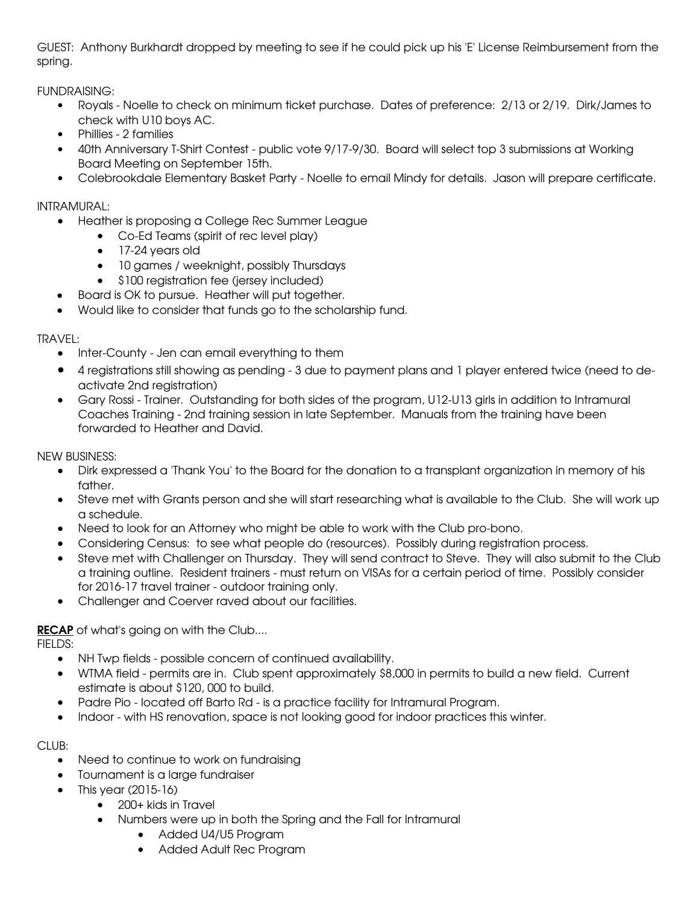GUEST: Anthony Burkhardt dropped by meeting to see if he could pick up his 'E' License Reimbursement from the spring.

FUNDRAISING:

- Royals - Noelle to check on minimum ticket purchase. Dates of preference: 2/13 or 2/19. Dirk/James to check with U10 boys AC.
- Phillies - 2 families
- 40th Anniversary T-Shirt Contest - public vote 9/17-9/30. Board will select top 3 submissions at Working Board Meeting on September 15th.
- Colebrookdale Elementary Basket Party - Noelle to email Mindy for details. Jason will prepare certificate.

INTRAMURAL:

- Heather is proposing a College Rec Summer League
  - Co-Ed Teams (spirit of rec level play)
  - 17-24 years old
  - 10 games / weeknight, possibly Thursdays
  - $100 registration fee (jersey included)
- Board is OK to pursue. Heather will put together.
- Would like to consider that funds go to the scholarship fund.

TRAVEL:

- Inter-County - Jen can email everything to them
- 4 registrations still showing as pending - 3 due to payment plans and 1 player entered twice (need to de-activate 2nd registration)
- Gary Rossi - Trainer. Outstanding for both sides of the program, U12-U13 girls in addition to Intramural Coaches Training - 2nd training session in late September. Manuals from the training have been forwarded to Heather and David.

NEW BUSINESS:

- Dirk expressed a 'Thank You' to the Board for the donation to a transplant organization in memory of his father.
- Steve met with Grants person and she will start researching what is available to the Club. She will work up a schedule.
- Need to look for an Attorney who might be able to work with the Club pro-bono.
- Considering Census: to see what people do (resources). Possibly during registration process.
- Steve met with Challenger on Thursday. They will send contract to Steve. They will also submit to the Club a training outline. Resident trainers - must return on VISAs for a certain period of time. Possibly consider for 2016-17 travel trainer - outdoor training only.
- Challenger and Coerver raved about our facilities.

**RECAP** of what's going on with the Club....

FIELDS:

- NH Twp fields - possible concern of continued availability.
- WTMA field - permits are in. Club spent approximately $8,000 in permits to build a new field. Current estimate is about $120, 000 to build.
- Padre Pio - located off Barto Rd - is a practice facility for Intramural Program.
- Indoor - with HS renovation, space is not looking good for indoor practices this winter.

CLUB:

- Need to continue to work on fundraising
- Tournament is a large fundraiser
- This year (2015-16)
  - 200+ kids in Travel
  - Numbers were up in both the Spring and the Fall for Intramural
    - Added U4/U5 Program
    - Added Adult Rec Program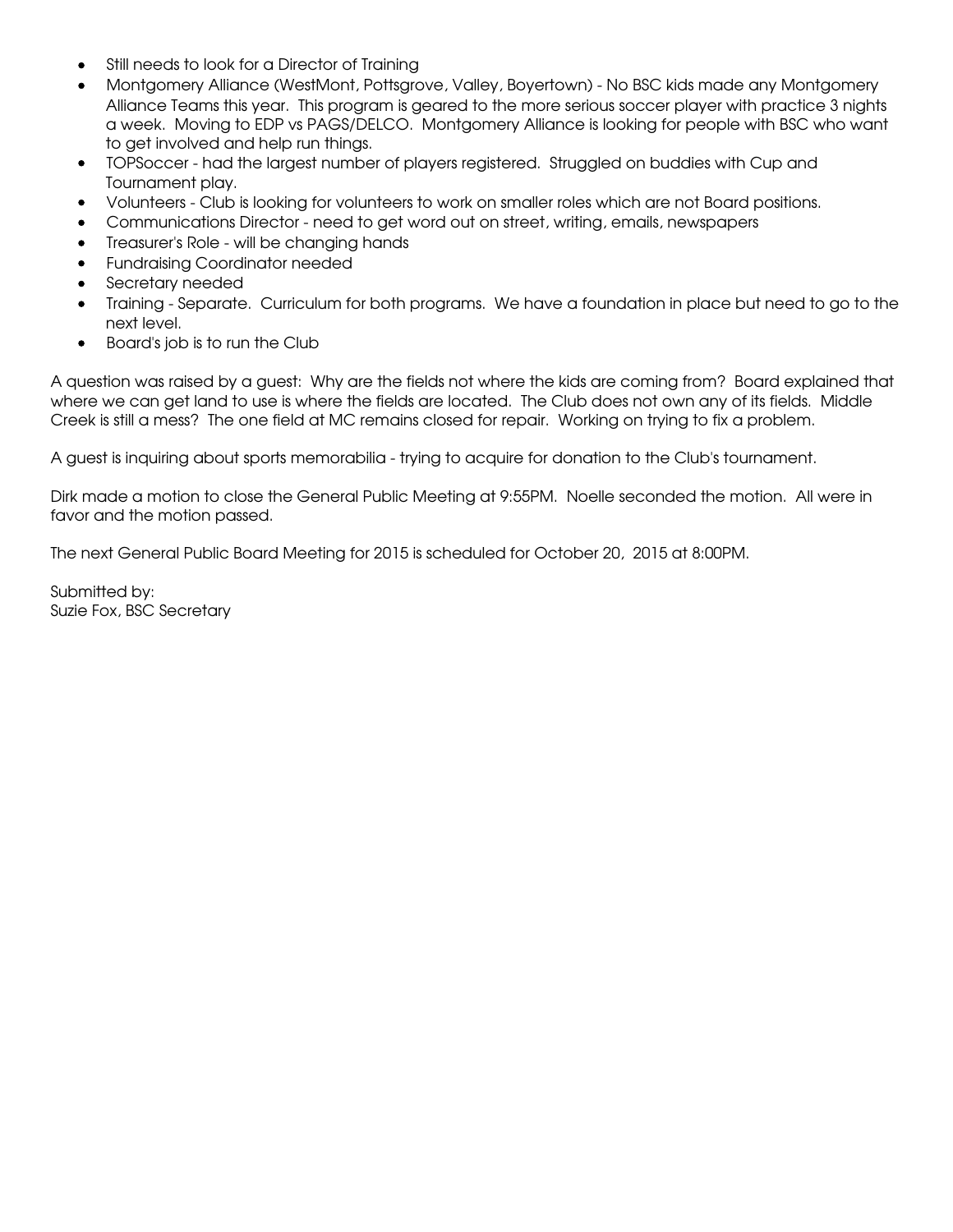- Still needs to look for a Director of Training
- Montgomery Alliance (WestMont, Pottsgrove, Valley, Boyertown) - No BSC kids made any Montgomery Alliance Teams this year. This program is geared to the more serious soccer player with practice 3 nights a week. Moving to EDP vs PAGS/DELCO. Montgomery Alliance is looking for people with BSC who want to get involved and help run things.
- TOPSoccer - had the largest number of players registered. Struggled on buddies with Cup and Tournament play.
- Volunteers - Club is looking for volunteers to work on smaller roles which are not Board positions.
- Communications Director - need to get word out on street, writing, emails, newspapers
- Treasurer's Role - will be changing hands
- Fundraising Coordinator needed
- Secretary needed
- Training - Separate. Curriculum for both programs. We have a foundation in place but need to go to the next level.
- Board's job is to run the Club

A question was raised by a guest: Why are the fields not where the kids are coming from? Board explained that where we can get land to use is where the fields are located. The Club does not own any of its fields. Middle Creek is still a mess? The one field at MC remains closed for repair. Working on trying to fix a problem.

A guest is inquiring about sports memorabilia - trying to acquire for donation to the Club's tournament.

Dirk made a motion to close the General Public Meeting at 9:55PM. Noelle seconded the motion. All were in favor and the motion passed.

The next General Public Board Meeting for 2015 is scheduled for October 20, 2015 at 8:00PM.

Submitted by:
Suzie Fox, BSC Secretary